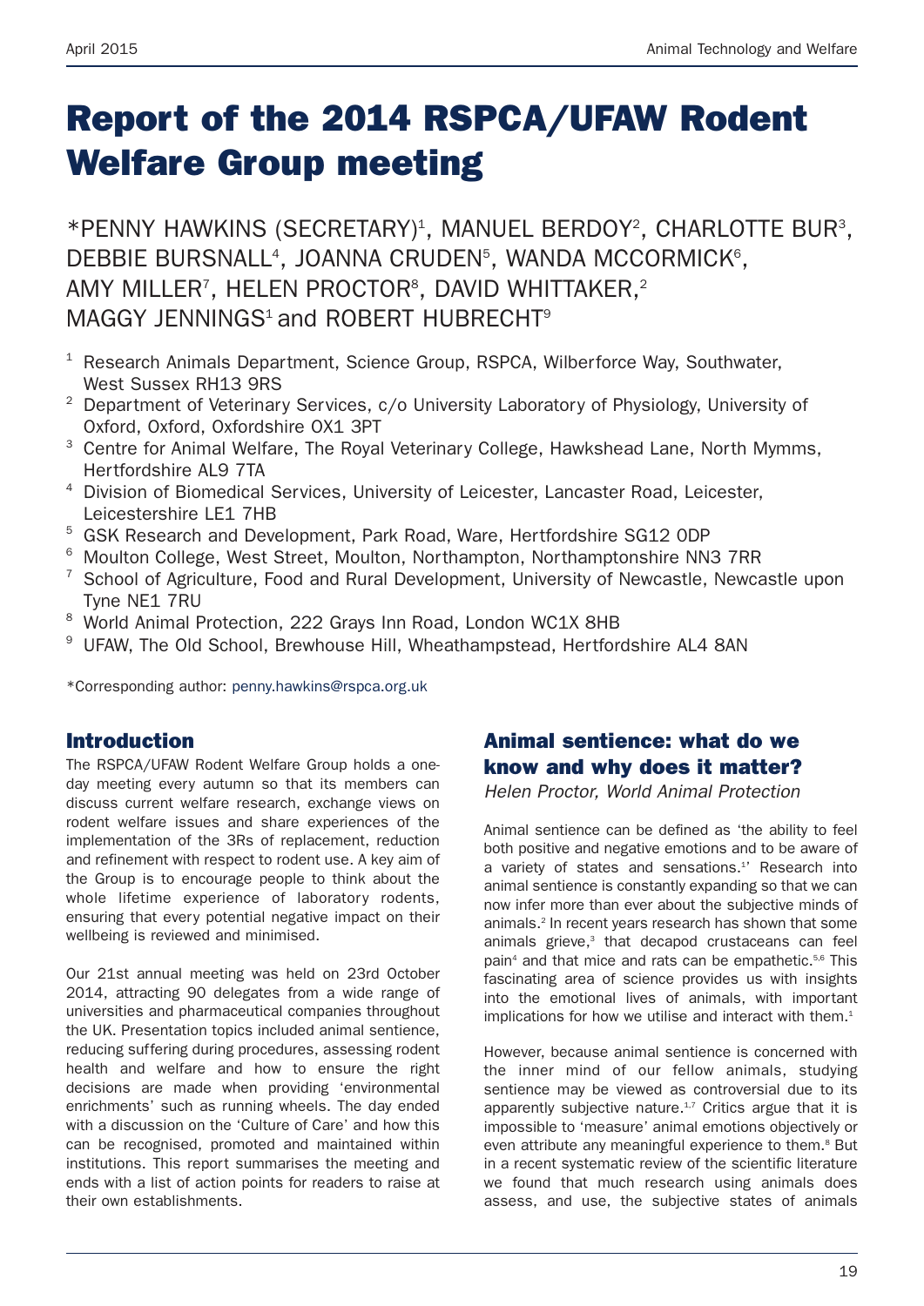# Report of the 2014 RSPCA/UFAW Rodent Welfare Group meeting

*PENNY HAWKINS (SECRETARY)[1], MANUEL BERDOY[2], CHARLOTTE BUR[3], DEBBIE BURSNALL[4], JOANNA CRUDEN[5], WANDA MCCORMICK[6], AMY MILLER[7], HELEN PROCTOR[8], DAVID WHITTAKER,[2] MAGGY JENNINGS[1] and ROBERT HUBRECHT[9]

[1] Research Animals Department, Science Group, RSPCA, Wilberforce Way, Southwater, West Sussex RH13 9RS
[2] Department of Veterinary Services, c/o University Laboratory of Physiology, University of Oxford, Oxford, Oxfordshire OX1 3PT
[3] Centre for Animal Welfare, The Royal Veterinary College, Hawkshead Lane, North Mymms, Hertfordshire AL9 7TA
[4] Division of Biomedical Services, University of Leicester, Lancaster Road, Leicester, Leicestershire LE1 7HB
[5] GSK Research and Development, Park Road, Ware, Hertfordshire SG12 0DP
[6] Moulton College, West Street, Moulton, Northampton, Northamptonshire NN3 7RR
[7] School of Agriculture, Food and Rural Development, University of Newcastle, Newcastle upon Tyne NE1 7RU
[8] World Animal Protection, 222 Grays Inn Road, London WC1X 8HB
[9] UFAW, The Old School, Brewhouse Hill, Wheathampstead, Hertfordshire AL4 8AN

*Corresponding author: penny.hawkins@rspca.org.uk

## Introduction

The RSPCA/UFAW Rodent Welfare Group holds a one-day meeting every autumn so that its members can discuss current welfare research, exchange views on rodent welfare issues and share experiences of the implementation of the 3Rs of replacement, reduction and refinement with respect to rodent use. A key aim of the Group is to encourage people to think about the whole lifetime experience of laboratory rodents, ensuring that every potential negative impact on their wellbeing is reviewed and minimised.

Our 21st annual meeting was held on 23rd October 2014, attracting 90 delegates from a wide range of universities and pharmaceutical companies throughout the UK. Presentation topics included animal sentience, reducing suffering during procedures, assessing rodent health and welfare and how to ensure the right decisions are made when providing 'environmental enrichments' such as running wheels. The day ended with a discussion on the 'Culture of Care' and how this can be recognised, promoted and maintained within institutions. This report summarises the meeting and ends with a list of action points for readers to raise at their own establishments.

## Animal sentience: what do we know and why does it matter?

*Helen Proctor, World Animal Protection*

Animal sentience can be defined as 'the ability to feel both positive and negative emotions and to be aware of a variety of states and sensations.[1]' Research into animal sentience is constantly expanding so that we can now infer more than ever about the subjective minds of animals.[2] In recent years research has shown that some animals grieve,[3] that decapod crustaceans can feel pain[4] and that mice and rats can be empathetic.[5,6] This fascinating area of science provides us with insights into the emotional lives of animals, with important implications for how we utilise and interact with them.[1]

However, because animal sentience is concerned with the inner mind of our fellow animals, studying sentience may be viewed as controversial due to its apparently subjective nature.[1,7] Critics argue that it is impossible to 'measure' animal emotions objectively or even attribute any meaningful experience to them.[8] But in a recent systematic review of the scientific literature we found that much research using animals does assess, and use, the subjective states of animals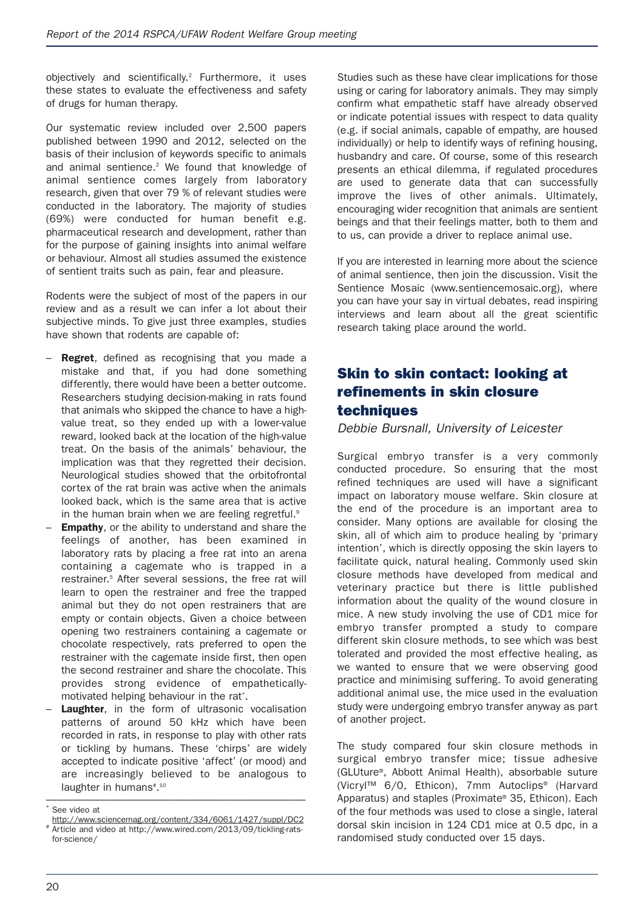objectively and scientifically.[2] Furthermore, it uses these states to evaluate the effectiveness and safety of drugs for human therapy.

Our systematic review included over 2,500 papers published between 1990 and 2012, selected on the basis of their inclusion of keywords specific to animals and animal sentience.[2] We found that knowledge of animal sentience comes largely from laboratory research, given that over 79 % of relevant studies were conducted in the laboratory. The majority of studies (69%) were conducted for human benefit e.g. pharmaceutical research and development, rather than for the purpose of gaining insights into animal welfare or behaviour. Almost all studies assumed the existence of sentient traits such as pain, fear and pleasure.

Rodents were the subject of most of the papers in our review and as a result we can infer a lot about their subjective minds. To give just three examples, studies have shown that rodents are capable of:

- **Regret**, defined as recognising that you made a mistake and that, if you had done something differently, there would have been a better outcome. Researchers studying decision-making in rats found that animals who skipped the chance to have a high-value treat, so they ended up with a lower-value reward, looked back at the location of the high-value treat. On the basis of the animals' behaviour, the implication was that they regretted their decision. Neurological studies showed that the orbitofrontal cortex of the rat brain was active when the animals looked back, which is the same area that is active in the human brain when we are feeling regretful.[9]
- **Empathy**, or the ability to understand and share the feelings of another, has been examined in laboratory rats by placing a free rat into an arena containing a cagemate who is trapped in a restrainer.[5] After several sessions, the free rat will learn to open the restrainer and free the trapped animal but they do not open restrainers that are empty or contain objects. Given a choice between opening two restrainers containing a cagemate or chocolate respectively, rats preferred to open the restrainer with the cagemate inside first, then open the second restrainer and share the chocolate. This provides strong evidence of empathetically-motivated helping behaviour in the rat[*].
- **Laughter**, in the form of ultrasonic vocalisation patterns of around 50 kHz which have been recorded in rats, in response to play with other rats or tickling by humans. These 'chirps' are widely accepted to indicate positive 'affect' (or mood) and are increasingly believed to be analogous to laughter in humans[#].[10]

Studies such as these have clear implications for those using or caring for laboratory animals. They may simply confirm what empathetic staff have already observed or indicate potential issues with respect to data quality (e.g. if social animals, capable of empathy, are housed individually) or help to identify ways of refining housing, husbandry and care. Of course, some of this research presents an ethical dilemma, if regulated procedures are used to generate data that can successfully improve the lives of other animals. Ultimately, encouraging wider recognition that animals are sentient beings and that their feelings matter, both to them and to us, can provide a driver to replace animal use.

If you are interested in learning more about the science of animal sentience, then join the discussion. Visit the Sentience Mosaic (www.sentiencemosaic.org), where you can have your say in virtual debates, read inspiring interviews and learn about all the great scientific research taking place around the world.

## Skin to skin contact: looking at refinements in skin closure techniques

*Debbie Bursnall, University of Leicester*

Surgical embryo transfer is a very commonly conducted procedure. So ensuring that the most refined techniques are used will have a significant impact on laboratory mouse welfare. Skin closure at the end of the procedure is an important area to consider. Many options are available for closing the skin, all of which aim to produce healing by 'primary intention', which is directly opposing the skin layers to facilitate quick, natural healing. Commonly used skin closure methods have developed from medical and veterinary practice but there is little published information about the quality of the wound closure in mice. A new study involving the use of CD1 mice for embryo transfer prompted a study to compare different skin closure methods, to see which was best tolerated and provided the most effective healing, as we wanted to ensure that we were observing good practice and minimising suffering. To avoid generating additional animal use, the mice used in the evaluation study were undergoing embryo transfer anyway as part of another project.

The study compared four skin closure methods in surgical embryo transfer mice; tissue adhesive (GLUture®, Abbott Animal Health), absorbable suture (Vicryl™ 6/0, Ethicon), 7mm Autoclips® (Harvard Apparatus) and staples (Proximate® 35, Ethicon). Each of the four methods was used to close a single, lateral dorsal skin incision in 124 CD1 mice at 0.5 dpc, in a randomised study conducted over 15 days.

---

[*] See video at http://www.sciencemag.org/content/334/6061/1427/suppl/DC2

[#] Article and video at http://www.wired.com/2013/09/tickling-rats-for-science/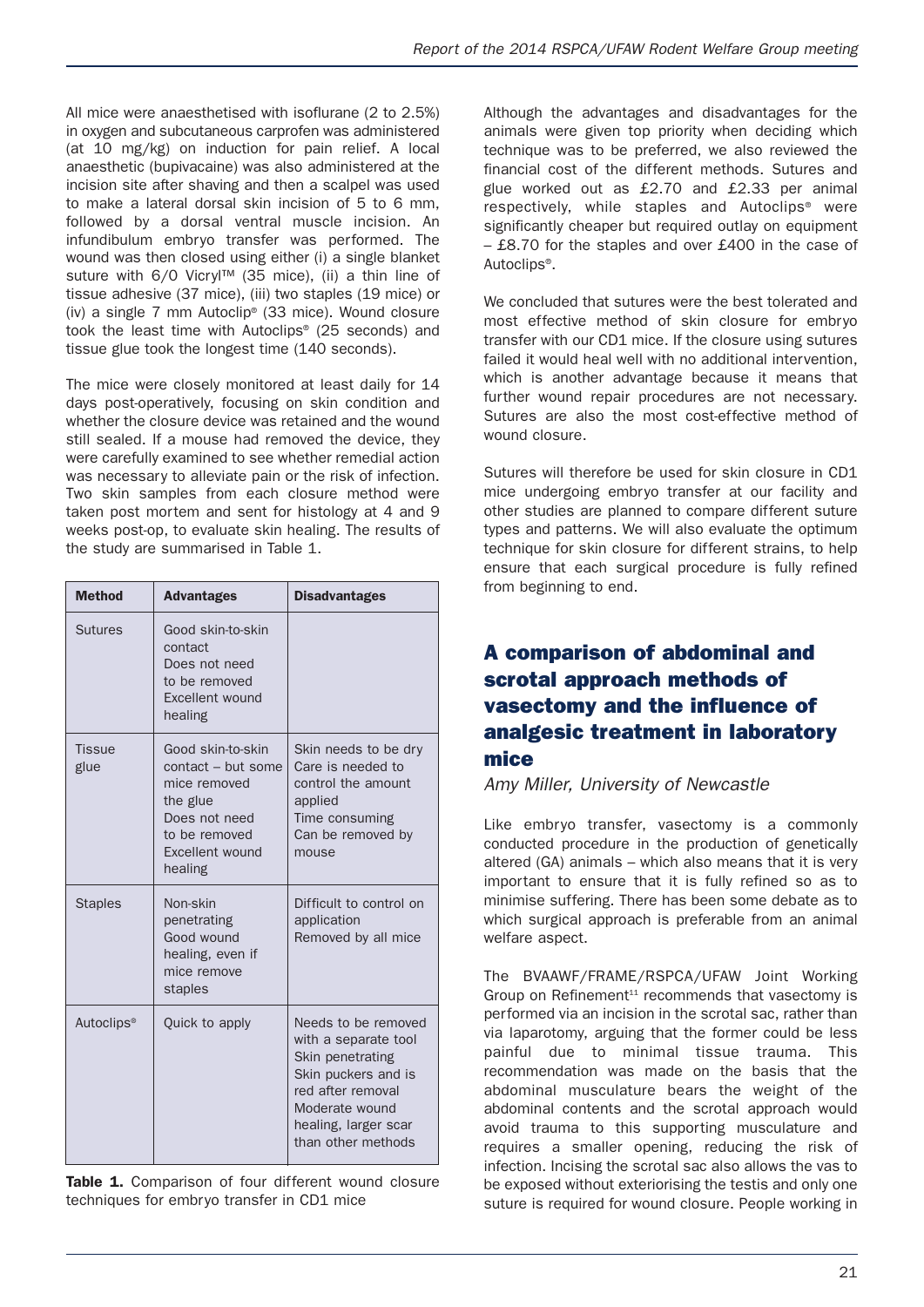All mice were anaesthetised with isoflurane (2 to 2.5%) in oxygen and subcutaneous carprofen was administered (at 10 mg/kg) on induction for pain relief. A local anaesthetic (bupivacaine) was also administered at the incision site after shaving and then a scalpel was used to make a lateral dorsal skin incision of 5 to 6 mm, followed by a dorsal ventral muscle incision. An infundibulum embryo transfer was performed. The wound was then closed using either (i) a single blanket suture with 6/0 Vicryl™ (35 mice), (ii) a thin line of tissue adhesive (37 mice), (iii) two staples (19 mice) or (iv) a single 7 mm Autoclip® (33 mice). Wound closure took the least time with Autoclips® (25 seconds) and tissue glue took the longest time (140 seconds).

The mice were closely monitored at least daily for 14 days post-operatively, focusing on skin condition and whether the closure device was retained and the wound still sealed. If a mouse had removed the device, they were carefully examined to see whether remedial action was necessary to alleviate pain or the risk of infection. Two skin samples from each closure method were taken post mortem and sent for histology at 4 and 9 weeks post-op, to evaluate skin healing. The results of the study are summarised in Table 1.

| Method | Advantages | Disadvantages |
|---|---|---|
| Sutures | Good skin-to-skin contact<br>Does not need to be removed<br>Excellent wound healing | |
| Tissue glue | Good skin-to-skin contact – but some mice removed the glue<br>Does not need to be removed<br>Excellent wound healing | Skin needs to be dry<br>Care is needed to control the amount applied<br>Time consuming<br>Can be removed by mouse |
| Staples | Non-skin penetrating<br>Good wound healing, even if mice remove staples | Difficult to control on application<br>Removed by all mice |
| Autoclips® | Quick to apply | Needs to be removed with a separate tool<br>Skin penetrating<br>Skin puckers and is red after removal<br>Moderate wound healing, larger scar than other methods |

**Table 1.** Comparison of four different wound closure techniques for embryo transfer in CD1 mice

Although the advantages and disadvantages for the animals were given top priority when deciding which technique was to be preferred, we also reviewed the financial cost of the different methods. Sutures and glue worked out as £2.70 and £2.33 per animal respectively, while staples and Autoclips® were significantly cheaper but required outlay on equipment – £8.70 for the staples and over £400 in the case of Autoclips®.

We concluded that sutures were the best tolerated and most effective method of skin closure for embryo transfer with our CD1 mice. If the closure using sutures failed it would heal well with no additional intervention, which is another advantage because it means that further wound repair procedures are not necessary. Sutures are also the most cost-effective method of wound closure.

Sutures will therefore be used for skin closure in CD1 mice undergoing embryo transfer at our facility and other studies are planned to compare different suture types and patterns. We will also evaluate the optimum technique for skin closure for different strains, to help ensure that each surgical procedure is fully refined from beginning to end.

## A comparison of abdominal and scrotal approach methods of vasectomy and the influence of analgesic treatment in laboratory mice

*Amy Miller, University of Newcastle*

Like embryo transfer, vasectomy is a commonly conducted procedure in the production of genetically altered (GA) animals – which also means that it is very important to ensure that it is fully refined so as to minimise suffering. There has been some debate as to which surgical approach is preferable from an animal welfare aspect.

The BVAAWF/FRAME/RSPCA/UFAW Joint Working Group on Refinement[11] recommends that vasectomy is performed via an incision in the scrotal sac, rather than via laparotomy, arguing that the former could be less painful due to minimal tissue trauma. This recommendation was made on the basis that the abdominal musculature bears the weight of the abdominal contents and the scrotal approach would avoid trauma to this supporting musculature and requires a smaller opening, reducing the risk of infection. Incising the scrotal sac also allows the vas to be exposed without exteriorising the testis and only one suture is required for wound closure. People working in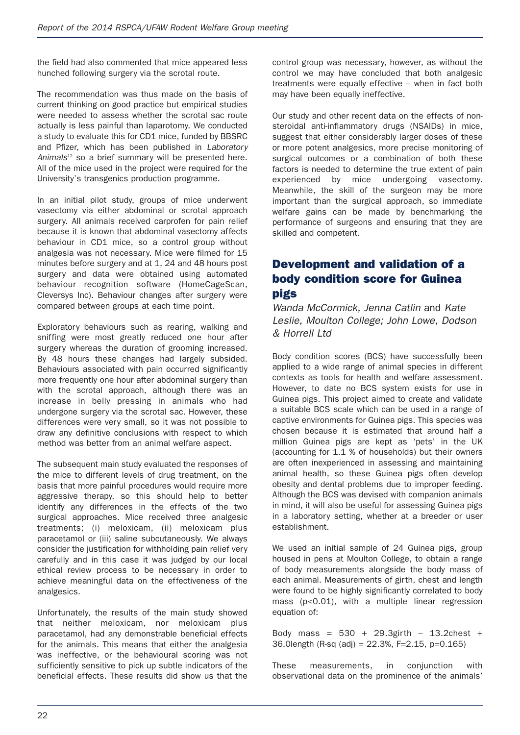the field had also commented that mice appeared less hunched following surgery via the scrotal route.

The recommendation was thus made on the basis of current thinking on good practice but empirical studies were needed to assess whether the scrotal sac route actually is less painful than laparotomy. We conducted a study to evaluate this for CD1 mice, funded by BBSRC and Pfizer, which has been published in *Laboratory Animals*[12] so a brief summary will be presented here. All of the mice used in the project were required for the University's transgenics production programme.

In an initial pilot study, groups of mice underwent vasectomy via either abdominal or scrotal approach surgery. All animals received carprofen for pain relief because it is known that abdominal vasectomy affects behaviour in CD1 mice, so a control group without analgesia was not necessary. Mice were filmed for 15 minutes before surgery and at 1, 24 and 48 hours post surgery and data were obtained using automated behaviour recognition software (HomeCageScan, Cleversys Inc). Behaviour changes after surgery were compared between groups at each time point.

Exploratory behaviours such as rearing, walking and sniffing were most greatly reduced one hour after surgery whereas the duration of grooming increased. By 48 hours these changes had largely subsided. Behaviours associated with pain occurred significantly more frequently one hour after abdominal surgery than with the scrotal approach, although there was an increase in belly pressing in animals who had undergone surgery via the scrotal sac. However, these differences were very small, so it was not possible to draw any definitive conclusions with respect to which method was better from an animal welfare aspect.

The subsequent main study evaluated the responses of the mice to different levels of drug treatment, on the basis that more painful procedures would require more aggressive therapy, so this should help to better identify any differences in the effects of the two surgical approaches. Mice received three analgesic treatments; (i) meloxicam, (ii) meloxicam plus paracetamol or (iii) saline subcutaneously. We always consider the justification for withholding pain relief very carefully and in this case it was judged by our local ethical review process to be necessary in order to achieve meaningful data on the effectiveness of the analgesics.

Unfortunately, the results of the main study showed that neither meloxicam, nor meloxicam plus paracetamol, had any demonstrable beneficial effects for the animals. This means that either the analgesia was ineffective, or the behavioural scoring was not sufficiently sensitive to pick up subtle indicators of the beneficial effects. These results did show us that the control group was necessary, however, as without the control we may have concluded that both analgesic treatments were equally effective – when in fact both may have been equally ineffective.

Our study and other recent data on the effects of non-steroidal anti-inflammatory drugs (NSAIDs) in mice, suggest that either considerably larger doses of these or more potent analgesics, more precise monitoring of surgical outcomes or a combination of both these factors is needed to determine the true extent of pain experienced by mice undergoing vasectomy. Meanwhile, the skill of the surgeon may be more important than the surgical approach, so immediate welfare gains can be made by benchmarking the performance of surgeons and ensuring that they are skilled and competent.

## Development and validation of a body condition score for Guinea pigs

*Wanda McCormick, Jenna Catlin* and *Kate Leslie, Moulton College; John Lowe, Dodson & Horrell Ltd*

Body condition scores (BCS) have successfully been applied to a wide range of animal species in different contexts as tools for health and welfare assessment. However, to date no BCS system exists for use in Guinea pigs. This project aimed to create and validate a suitable BCS scale which can be used in a range of captive environments for Guinea pigs. This species was chosen because it is estimated that around half a million Guinea pigs are kept as 'pets' in the UK (accounting for 1.1 % of households) but their owners are often inexperienced in assessing and maintaining animal health, so these Guinea pigs often develop obesity and dental problems due to improper feeding. Although the BCS was devised with companion animals in mind, it will also be useful for assessing Guinea pigs in a laboratory setting, whether at a breeder or user establishment.

We used an initial sample of 24 Guinea pigs, group housed in pens at Moulton College, to obtain a range of body measurements alongside the body mass of each animal. Measurements of girth, chest and length were found to be highly significantly correlated to body mass ($p<0.01$), with a multiple linear regression equation of:

Body mass = 530 + 29.3girth – 13.2chest + 36.0length (R-sq (adj) = 22.3%, $F=2.15$, $p=0.165$)

These measurements, in conjunction with observational data on the prominence of the animals'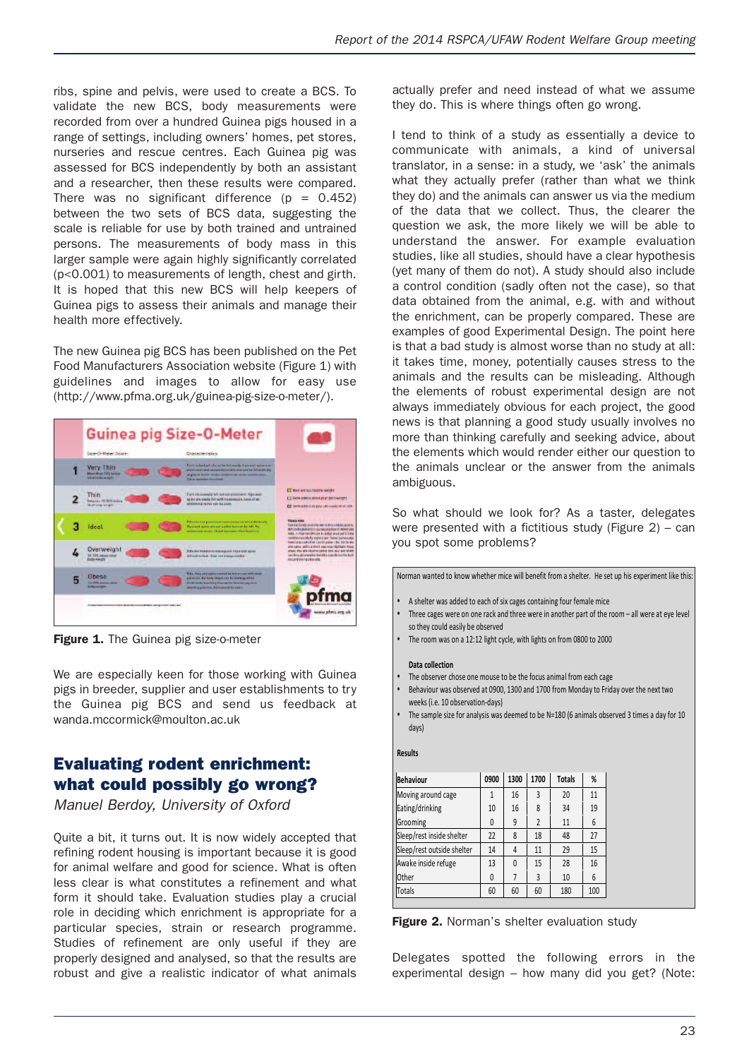ribs, spine and pelvis, were used to create a BCS. To validate the new BCS, body measurements were recorded from over a hundred Guinea pigs housed in a range of settings, including owners' homes, pet stores, nurseries and rescue centres. Each Guinea pig was assessed for BCS independently by both an assistant and a researcher, then these results were compared. There was no significant difference ($p = 0.452$) between the two sets of BCS data, suggesting the scale is reliable for use by both trained and untrained persons. The measurements of body mass in this larger sample were again highly significantly correlated ($p<0.001$) to measurements of length, chest and girth. It is hoped that this new BCS will help keepers of Guinea pigs to assess their animals and manage their health more effectively.

The new Guinea pig BCS has been published on the Pet Food Manufacturers Association website (Figure 1) with guidelines and images to allow for easy use (http://www.pfma.org.uk/guinea-pig-size-o-meter/).

**Figure 1.** The Guinea pig size-o-meter

We are especially keen for those working with Guinea pigs in breeder, supplier and user establishments to try the Guinea pig BCS and send us feedback at wanda.mccormick@moulton.ac.uk

## Evaluating rodent enrichment: what could possibly go wrong?

*Manuel Berdoy, University of Oxford*

Quite a bit, it turns out. It is now widely accepted that refining rodent housing is important because it is good for animal welfare and good for science. What is often less clear is what constitutes a refinement and what form it should take. Evaluation studies play a crucial role in deciding which enrichment is appropriate for a particular species, strain or research programme. Studies of refinement are only useful if they are properly designed and analysed, so that the results are robust and give a realistic indicator of what animals actually prefer and need instead of what we assume they do. This is where things often go wrong.

I tend to think of a study as essentially a device to communicate with animals, a kind of universal translator, in a sense: in a study, we 'ask' the animals what they actually prefer (rather than what we think they do) and the animals can answer us via the medium of the data that we collect. Thus, the clearer the question we ask, the more likely we will be able to understand the answer. For example evaluation studies, like all studies, should have a clear hypothesis (yet many of them do not). A study should also include a control condition (sadly often not the case), so that data obtained from the animal, e.g. with and without the enrichment, can be properly compared. These are examples of good Experimental Design. The point here is that a bad study is almost worse than no study at all: it takes time, money, potentially causes stress to the animals and the results can be misleading. Although the elements of robust experimental design are not always immediately obvious for each project, the good news is that planning a good study usually involves no more than thinking carefully and seeking advice, about the elements which would render either our question to the animals unclear or the answer from the animals ambiguous.

So what should we look for? As a taster, delegates were presented with a fictitious study (Figure 2) – can you spot some problems?

Norman wanted to know whether mice will benefit from a shelter. He set up his experiment like this:

- A shelter was added to each of six cages containing four female mice
- Three cages were on one rack and three were in another part of the room – all were at eye level so they could easily be observed
- The room was on a 12:12 light cycle, with lights on from 0800 to 2000

**Data collection**

- The observer chose one mouse to be the focus animal from each cage
- Behaviour was observed at 0900, 1300 and 1700 from Monday to Friday over the next two weeks (i.e. 10 observation-days)
- The sample size for analysis was deemed to be N=180 (6 animals observed 3 times a day for 10 days)

**Results**

| Behaviour | 0900 | 1300 | 1700 | Totals | % |
|---|---|---|---|---|---|
| Moving around cage | 1 | 16 | 3 | 20 | 11 |
| Eating/drinking | 10 | 16 | 8 | 34 | 19 |
| Grooming | 0 | 9 | 2 | 11 | 6 |
| Sleep/rest inside shelter | 22 | 8 | 18 | 48 | 27 |
| Sleep/rest outside shelter | 14 | 4 | 11 | 29 | 15 |
| Awake inside refuge | 13 | 0 | 15 | 28 | 16 |
| Other | 0 | 7 | 3 | 10 | 6 |
| Totals | 60 | 60 | 60 | 180 | 100 |

**Figure 2.** Norman's shelter evaluation study

Delegates spotted the following errors in the experimental design – how many did you get? (Note: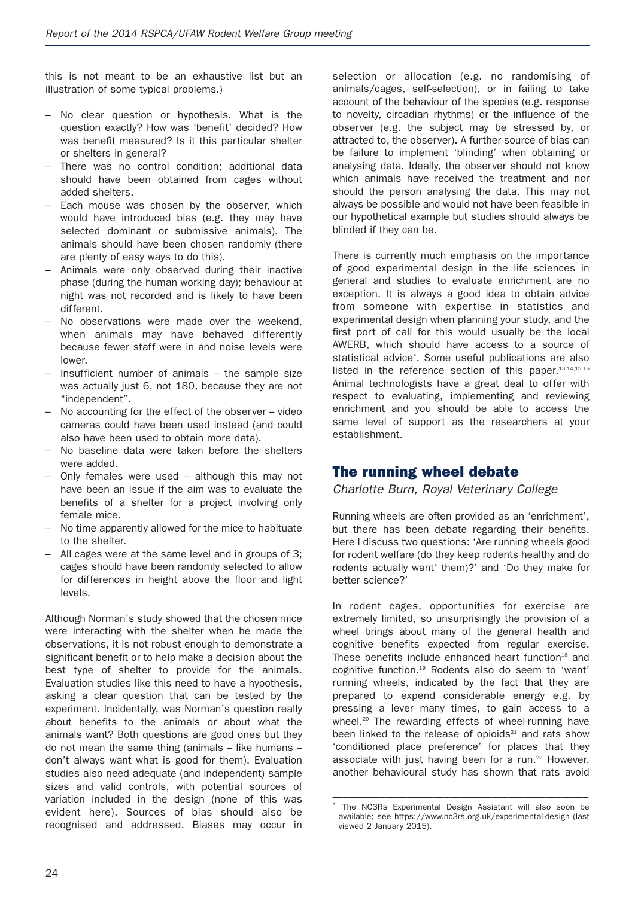this is not meant to be an exhaustive list but an illustration of some typical problems.)

- No clear question or hypothesis. What is the question exactly? How was 'benefit' decided? How was benefit measured? Is it this particular shelter or shelters in general?
- There was no control condition; additional data should have been obtained from cages without added shelters.
- Each mouse was chosen by the observer, which would have introduced bias (e.g. they may have selected dominant or submissive animals). The animals should have been chosen randomly (there are plenty of easy ways to do this).
- Animals were only observed during their inactive phase (during the human working day); behaviour at night was not recorded and is likely to have been different.
- No observations were made over the weekend, when animals may have behaved differently because fewer staff were in and noise levels were lower.
- Insufficient number of animals – the sample size was actually just 6, not 180, because they are not "independent".
- No accounting for the effect of the observer – video cameras could have been used instead (and could also have been used to obtain more data).
- No baseline data were taken before the shelters were added.
- Only females were used – although this may not have been an issue if the aim was to evaluate the benefits of a shelter for a project involving only female mice.
- No time apparently allowed for the mice to habituate to the shelter.
- All cages were at the same level and in groups of 3; cages should have been randomly selected to allow for differences in height above the floor and light levels.

Although Norman's study showed that the chosen mice were interacting with the shelter when he made the observations, it is not robust enough to demonstrate a significant benefit or to help make a decision about the best type of shelter to provide for the animals. Evaluation studies like this need to have a hypothesis, asking a clear question that can be tested by the experiment. Incidentally, was Norman's question really about benefits to the animals or about what the animals want? Both questions are good ones but they do not mean the same thing (animals – like humans – don't always want what is good for them). Evaluation studies also need adequate (and independent) sample sizes and valid controls, with potential sources of variation included in the design (none of this was evident here). Sources of bias should also be recognised and addressed. Biases may occur in selection or allocation (e.g. no randomising of animals/cages, self-selection), or in failing to take account of the behaviour of the species (e.g. response to novelty, circadian rhythms) or the influence of the observer (e.g. the subject may be stressed by, or attracted to, the observer). A further source of bias can be failure to implement 'blinding' when obtaining or analysing data. Ideally, the observer should not know which animals have received the treatment and nor should the person analysing the data. This may not always be possible and would not have been feasible in our hypothetical example but studies should always be blinded if they can be.

There is currently much emphasis on the importance of good experimental design in the life sciences in general and studies to evaluate enrichment are no exception. It is always a good idea to obtain advice from someone with expertise in statistics and experimental design when planning your study, and the first port of call for this would usually be the local AWERB, which should have access to a source of statistical advice*. Some useful publications are also listed in the reference section of this paper.[13,14,15,16] Animal technologists have a great deal to offer with respect to evaluating, implementing and reviewing enrichment and you should be able to access the same level of support as the researchers at your establishment.

## The running wheel debate

*Charlotte Burn, Royal Veterinary College*

Running wheels are often provided as an 'enrichment', but there has been debate regarding their benefits. Here I discuss two questions: 'Are running wheels good for rodent welfare (do they keep rodents healthy and do rodents actually want* them)?' and 'Do they make for better science?'

In rodent cages, opportunities for exercise are extremely limited, so unsurprisingly the provision of a wheel brings about many of the general health and cognitive benefits expected from regular exercise. These benefits include enhanced heart function[18] and cognitive function.[19] Rodents also do seem to 'want' running wheels, indicated by the fact that they are prepared to expend considerable energy e.g. by pressing a lever many times, to gain access to a wheel.[20] The rewarding effects of wheel-running have been linked to the release of opioids[21] and rats show 'conditioned place preference' for places that they associate with just having been for a run.[22] However, another behavioural study has shown that rats avoid

* The NC3Rs Experimental Design Assistant will also soon be available; see https://www.nc3rs.org.uk/experimental-design (last viewed 2 January 2015).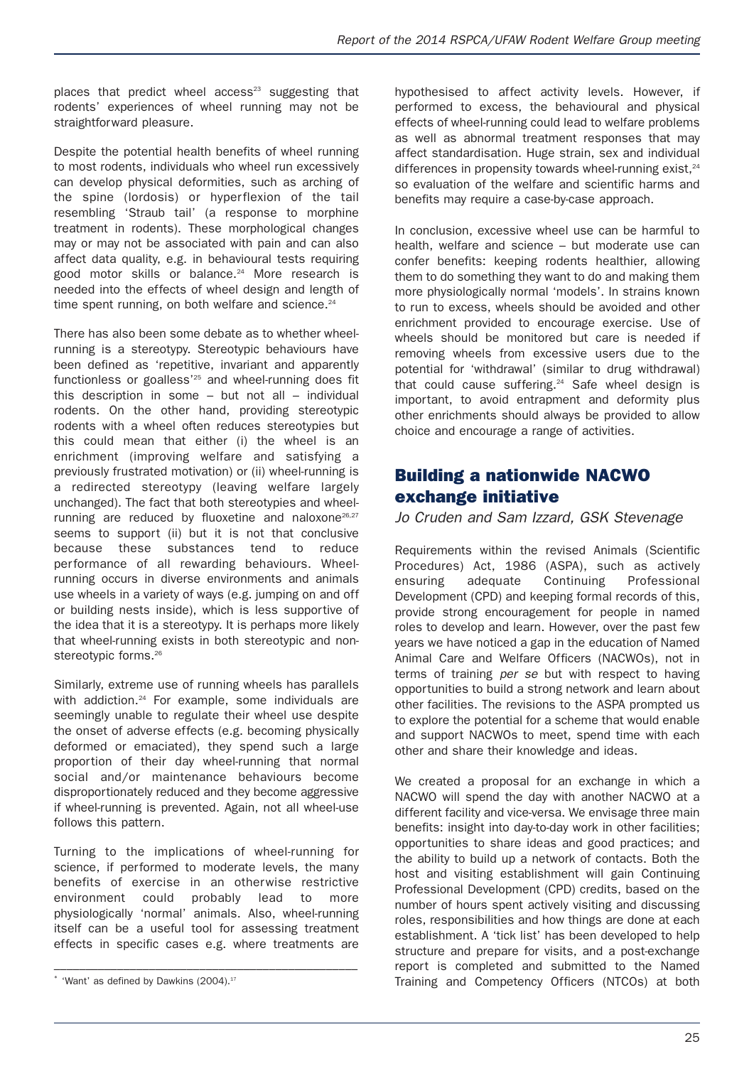places that predict wheel access[23] suggesting that rodents' experiences of wheel running may not be straightforward pleasure.

Despite the potential health benefits of wheel running to most rodents, individuals who wheel run excessively can develop physical deformities, such as arching of the spine (lordosis) or hyperflexion of the tail resembling 'Straub tail' (a response to morphine treatment in rodents). These morphological changes may or may not be associated with pain and can also affect data quality, e.g. in behavioural tests requiring good motor skills or balance.[24] More research is needed into the effects of wheel design and length of time spent running, on both welfare and science.[24]

There has also been some debate as to whether wheel-running is a stereotypy. Stereotypic behaviours have been defined as 'repetitive, invariant and apparently functionless or goalless'[25] and wheel-running does fit this description in some – but not all – individual rodents. On the other hand, providing stereotypic rodents with a wheel often reduces stereotypies but this could mean that either (i) the wheel is an enrichment (improving welfare and satisfying a previously frustrated motivation) or (ii) wheel-running is a redirected stereotypy (leaving welfare largely unchanged). The fact that both stereotypies and wheel-running are reduced by fluoxetine and naloxone[26,27] seems to support (ii) but it is not that conclusive because these substances tend to reduce performance of all rewarding behaviours. Wheel-running occurs in diverse environments and animals use wheels in a variety of ways (e.g. jumping on and off or building nests inside), which is less supportive of the idea that it is a stereotypy. It is perhaps more likely that wheel-running exists in both stereotypic and non-stereotypic forms.[26]

Similarly, extreme use of running wheels has parallels with addiction.[24] For example, some individuals are seemingly unable to regulate their wheel use despite the onset of adverse effects (e.g. becoming physically deformed or emaciated), they spend such a large proportion of their day wheel-running that normal social and/or maintenance behaviours become disproportionately reduced and they become aggressive if wheel-running is prevented. Again, not all wheel-use follows this pattern.

Turning to the implications of wheel-running for science, if performed to moderate levels, the many benefits of exercise in an otherwise restrictive environment could probably lead to more physiologically 'normal' animals. Also, wheel-running itself can be a useful tool for assessing treatment effects in specific cases e.g. where treatments are hypothesised to affect activity levels. However, if performed to excess, the behavioural and physical effects of wheel-running could lead to welfare problems as well as abnormal treatment responses that may affect standardisation. Huge strain, sex and individual differences in propensity towards wheel-running exist,[24] so evaluation of the welfare and scientific harms and benefits may require a case-by-case approach.

In conclusion, excessive wheel use can be harmful to health, welfare and science – but moderate use can confer benefits: keeping rodents healthier, allowing them to do something they want to do and making them more physiologically normal 'models'. In strains known to run to excess, wheels should be avoided and other enrichment provided to encourage exercise. Use of wheels should be monitored but care is needed if removing wheels from excessive users due to the potential for 'withdrawal' (similar to drug withdrawal) that could cause suffering.[24] Safe wheel design is important, to avoid entrapment and deformity plus other enrichments should always be provided to allow choice and encourage a range of activities.

## Building a nationwide NACWO exchange initiative

*Jo Cruden and Sam Izzard, GSK Stevenage*

Requirements within the revised Animals (Scientific Procedures) Act, 1986 (ASPA), such as actively ensuring adequate Continuing Professional Development (CPD) and keeping formal records of this, provide strong encouragement for people in named roles to develop and learn. However, over the past few years we have noticed a gap in the education of Named Animal Care and Welfare Officers (NACWOs), not in terms of training *per se* but with respect to having opportunities to build a strong network and learn about other facilities. The revisions to the ASPA prompted us to explore the potential for a scheme that would enable and support NACWOs to meet, spend time with each other and share their knowledge and ideas.

We created a proposal for an exchange in which a NACWO will spend the day with another NACWO at a different facility and vice-versa. We envisage three main benefits: insight into day-to-day work in other facilities; opportunities to share ideas and good practices; and the ability to build up a network of contacts. Both the host and visiting establishment will gain Continuing Professional Development (CPD) credits, based on the number of hours spent actively visiting and discussing roles, responsibilities and how things are done at each establishment. A 'tick list' has been developed to help structure and prepare for visits, and a post-exchange report is completed and submitted to the Named Training and Competency Officers (NTCOs) at both

* 'Want' as defined by Dawkins (2004).[17]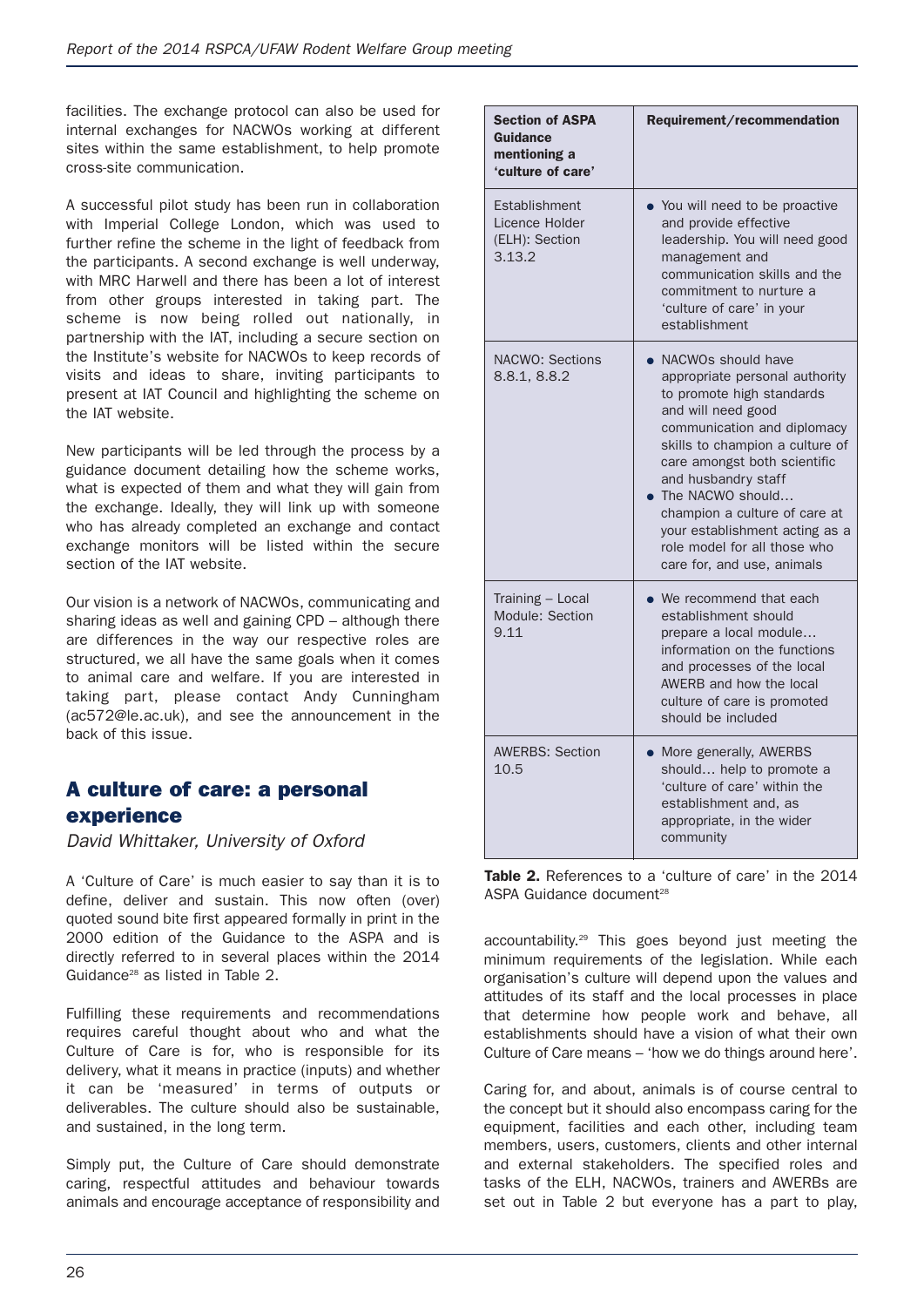facilities. The exchange protocol can also be used for internal exchanges for NACWOs working at different sites within the same establishment, to help promote cross-site communication.

A successful pilot study has been run in collaboration with Imperial College London, which was used to further refine the scheme in the light of feedback from the participants. A second exchange is well underway, with MRC Harwell and there has been a lot of interest from other groups interested in taking part. The scheme is now being rolled out nationally, in partnership with the IAT, including a secure section on the Institute's website for NACWOs to keep records of visits and ideas to share, inviting participants to present at IAT Council and highlighting the scheme on the IAT website.

New participants will be led through the process by a guidance document detailing how the scheme works, what is expected of them and what they will gain from the exchange. Ideally, they will link up with someone who has already completed an exchange and contact exchange monitors will be listed within the secure section of the IAT website.

Our vision is a network of NACWOs, communicating and sharing ideas as well and gaining CPD – although there are differences in the way our respective roles are structured, we all have the same goals when it comes to animal care and welfare. If you are interested in taking part, please contact Andy Cunningham (ac572@le.ac.uk), and see the announcement in the back of this issue.

## A culture of care: a personal experience

*David Whittaker, University of Oxford*

A 'Culture of Care' is much easier to say than it is to define, deliver and sustain. This now often (over) quoted sound bite first appeared formally in print in the 2000 edition of the Guidance to the ASPA and is directly referred to in several places within the 2014 Guidance[28] as listed in Table 2.

Fulfilling these requirements and recommendations requires careful thought about who and what the Culture of Care is for, who is responsible for its delivery, what it means in practice (inputs) and whether it can be 'measured' in terms of outputs or deliverables. The culture should also be sustainable, and sustained, in the long term.

Simply put, the Culture of Care should demonstrate caring, respectful attitudes and behaviour towards animals and encourage acceptance of responsibility and accountability.[29] This goes beyond just meeting the minimum requirements of the legislation. While each organisation's culture will depend upon the values and attitudes of its staff and the local processes in place that determine how people work and behave, all establishments should have a vision of what their own Culture of Care means – 'how we do things around here'.

Caring for, and about, animals is of course central to the concept but it should also encompass caring for the equipment, facilities and each other, including team members, users, customers, clients and other internal and external stakeholders. The specified roles and tasks of the ELH, NACWOs, trainers and AWERBs are set out in Table 2 but everyone has a part to play,

| Section of ASPA Guidance mentioning a 'culture of care' | Requirement/recommendation |
|---|---|
| Establishment Licence Holder (ELH): Section 3.13.2 | • You will need to be proactive and provide effective leadership. You will need good management and communication skills and the commitment to nurture a 'culture of care' in your establishment |
| NACWO: Sections 8.8.1, 8.8.2 | • NACWOs should have appropriate personal authority to promote high standards and will need good communication and diplomacy skills to champion a culture of care amongst both scientific and husbandry staff<br>• The NACWO should… champion a culture of care at your establishment acting as a role model for all those who care for, and use, animals |
| Training – Local Module: Section 9.11 | • We recommend that each establishment should prepare a local module… information on the functions and processes of the local AWERB and how the local culture of care is promoted should be included |
| AWERBS: Section 10.5 | • More generally, AWERBS should… help to promote a 'culture of care' within the establishment and, as appropriate, in the wider community |

**Table 2.** References to a 'culture of care' in the 2014 ASPA Guidance document[28]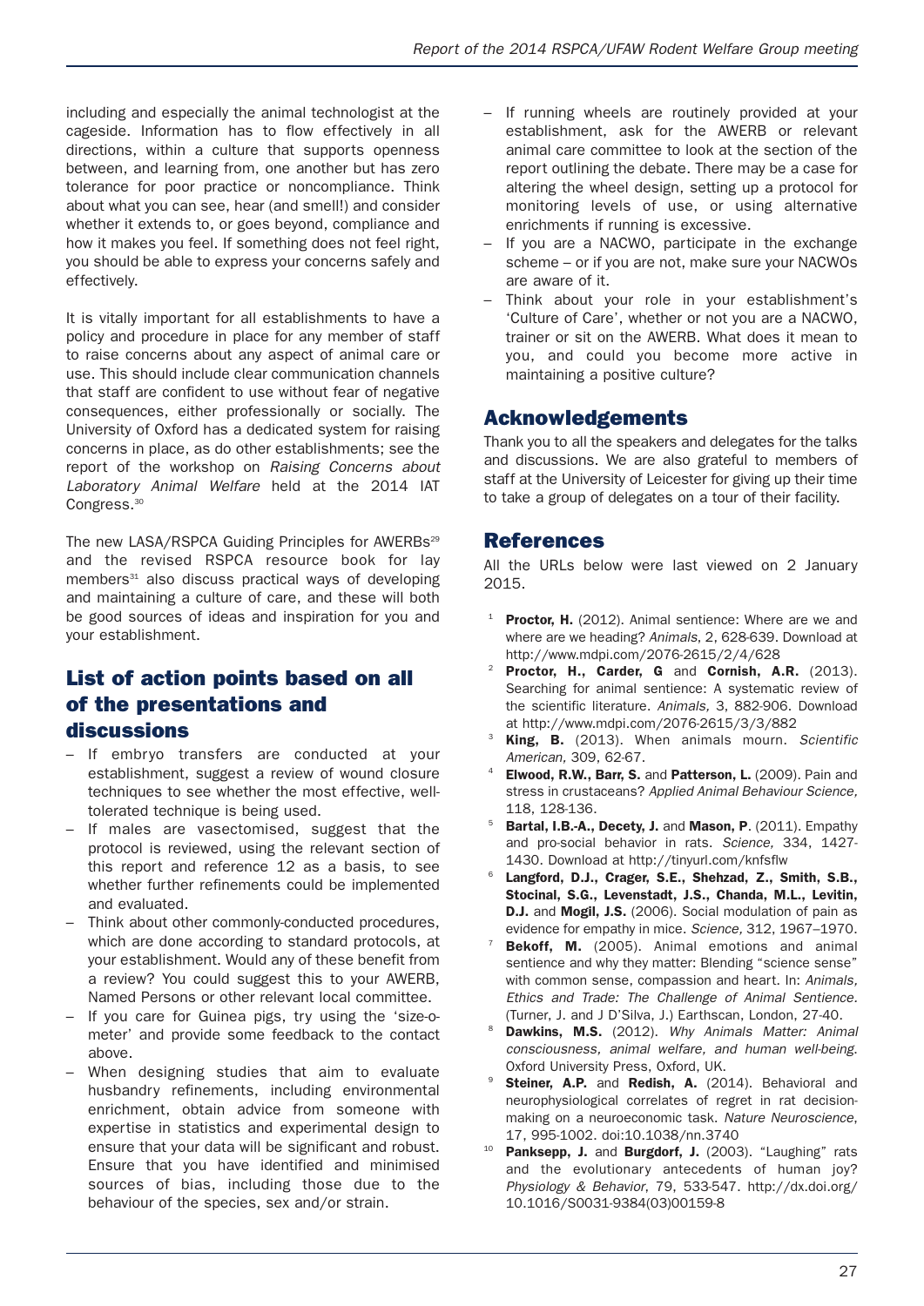including and especially the animal technologist at the cageside. Information has to flow effectively in all directions, within a culture that supports openness between, and learning from, one another but has zero tolerance for poor practice or noncompliance. Think about what you can see, hear (and smell!) and consider whether it extends to, or goes beyond, compliance and how it makes you feel. If something does not feel right, you should be able to express your concerns safely and effectively.

It is vitally important for all establishments to have a policy and procedure in place for any member of staff to raise concerns about any aspect of animal care or use. This should include clear communication channels that staff are confident to use without fear of negative consequences, either professionally or socially. The University of Oxford has a dedicated system for raising concerns in place, as do other establishments; see the report of the workshop on *Raising Concerns about Laboratory Animal Welfare* held at the 2014 IAT Congress.[30]

The new LASA/RSPCA Guiding Principles for AWERBs[29] and the revised RSPCA resource book for lay members[31] also discuss practical ways of developing and maintaining a culture of care, and these will both be good sources of ideas and inspiration for you and your establishment.

## List of action points based on all of the presentations and discussions

- If embryo transfers are conducted at your establishment, suggest a review of wound closure techniques to see whether the most effective, well-tolerated technique is being used.
- If males are vasectomised, suggest that the protocol is reviewed, using the relevant section of this report and reference 12 as a basis, to see whether further refinements could be implemented and evaluated.
- Think about other commonly-conducted procedures, which are done according to standard protocols, at your establishment. Would any of these benefit from a review? You could suggest this to your AWERB, Named Persons or other relevant local committee.
- If you care for Guinea pigs, try using the 'size-o-meter' and provide some feedback to the contact above.
- When designing studies that aim to evaluate husbandry refinements, including environmental enrichment, obtain advice from someone with expertise in statistics and experimental design to ensure that your data will be significant and robust. Ensure that you have identified and minimised sources of bias, including those due to the behaviour of the species, sex and/or strain.
- If running wheels are routinely provided at your establishment, ask for the AWERB or relevant animal care committee to look at the section of the report outlining the debate. There may be a case for altering the wheel design, setting up a protocol for monitoring levels of use, or using alternative enrichments if running is excessive.
- If you are a NACWO, participate in the exchange scheme – or if you are not, make sure your NACWOs are aware of it.
- Think about your role in your establishment's 'Culture of Care', whether or not you are a NACWO, trainer or sit on the AWERB. What does it mean to you, and could you become more active in maintaining a positive culture?

## Acknowledgements

Thank you to all the speakers and delegates for the talks and discussions. We are also grateful to members of staff at the University of Leicester for giving up their time to take a group of delegates on a tour of their facility.

## References

All the URLs below were last viewed on 2 January 2015.

1. **Proctor, H.** (2012). Animal sentience: Where are we and where are we heading? *Animals*, 2, 628-639. Download at http://www.mdpi.com/2076-2615/2/4/628
2. **Proctor, H., Carder, G** and **Cornish, A.R.** (2013). Searching for animal sentience: A systematic review of the scientific literature. *Animals,* 3, 882-906. Download at http://www.mdpi.com/2076-2615/3/3/882
3. **King, B.** (2013). When animals mourn. *Scientific American,* 309, 62-67.
4. **Elwood, R.W., Barr, S.** and **Patterson, L.** (2009). Pain and stress in crustaceans? *Applied Animal Behaviour Science,* 118, 128-136.
5. **Bartal, I.B.-A., Decety, J.** and **Mason, P**. (2011). Empathy and pro-social behavior in rats. *Science,* 334, 1427-1430. Download at http://tinyurl.com/knfsflw
6. **Langford, D.J., Crager, S.E., Shehzad, Z., Smith, S.B., Stocinal, S.G., Levenstadt, J.S., Chanda, M.L., Levitin, D.J.** and **Mogil, J.S.** (2006). Social modulation of pain as evidence for empathy in mice. *Science,* 312, 1967–1970.
7. **Bekoff, M.** (2005). Animal emotions and animal sentience and why they matter: Blending "science sense" with common sense, compassion and heart. In: *Animals, Ethics and Trade: The Challenge of Animal Sentience.* (Turner, J. and J D'Silva, J.) Earthscan, London, 27-40.
8. **Dawkins, M.S.** (2012). *Why Animals Matter: Animal consciousness, animal welfare, and human well-being.* Oxford University Press, Oxford, UK.
9. **Steiner, A.P.** and **Redish, A.** (2014). Behavioral and neurophysiological correlates of regret in rat decision-making on a neuroeconomic task. *Nature Neuroscience*, 17, 995-1002. doi:10.1038/nn.3740
10. **Panksepp, J.** and **Burgdorf, J.** (2003). "Laughing" rats and the evolutionary antecedents of human joy? *Physiology & Behavior*, 79, 533-547. http://dx.doi.org/10.1016/S0031-9384(03)00159-8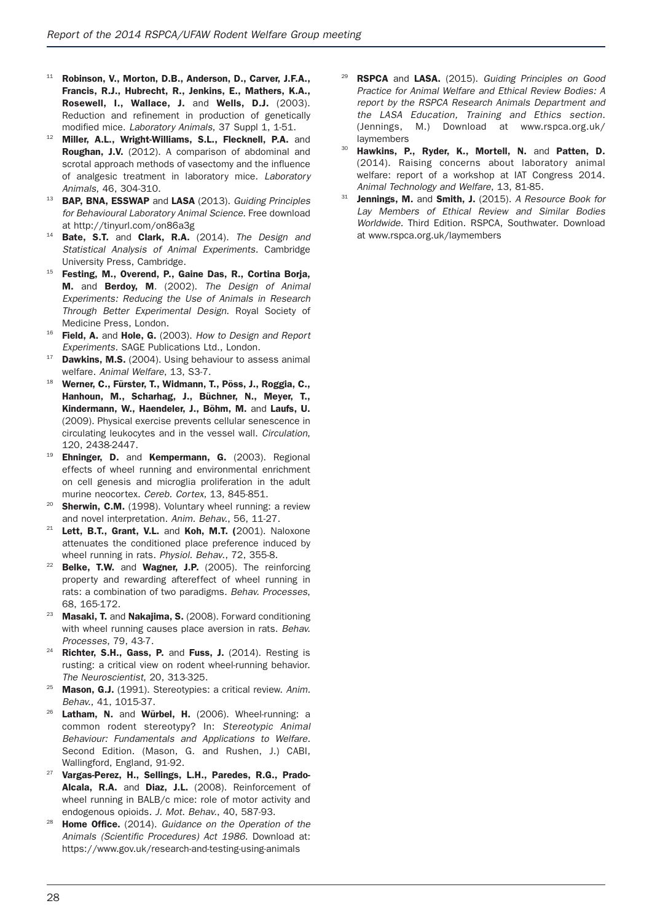11. **Robinson, V., Morton, D.B., Anderson, D., Carver, J.F.A., Francis, R.J., Hubrecht, R., Jenkins, E., Mathers, K.A., Rosewell, I., Wallace, J.** and **Wells, D.J.** (2003). Reduction and refinement in production of genetically modified mice. *Laboratory Animals*, 37 Suppl 1, 1-51.
12. **Miller, A.L., Wright-Williams, S.L., Flecknell, P.A.** and **Roughan, J.V.** (2012). A comparison of abdominal and scrotal approach methods of vasectomy and the influence of analgesic treatment in laboratory mice. *Laboratory Animals*, 46, 304-310.
13. **BAP, BNA, ESSWAP** and **LASA** (2013). *Guiding Principles for Behavioural Laboratory Animal Science.* Free download at http://tinyurl.com/on86a3g
14. **Bate, S.T.** and **Clark, R.A.** (2014). *The Design and Statistical Analysis of Animal Experiments*. Cambridge University Press, Cambridge.
15. **Festing, M., Overend, P., Gaine Das, R., Cortina Borja, M.** and **Berdoy, M**. (2002). *The Design of Animal Experiments: Reducing the Use of Animals in Research Through Better Experimental Design*. Royal Society of Medicine Press, London.
16. **Field, A.** and **Hole, G.** (2003). *How to Design and Report Experiments*. SAGE Publications Ltd., London.
17. **Dawkins, M.S.** (2004). Using behaviour to assess animal welfare. *Animal Welfare*, 13, S3-7.
18. **Werner, C., Fürster, T., Widmann, T., Pöss, J., Roggia, C., Hanhoun, M., Scharhag, J., Büchner, N., Meyer, T., Kindermann, W., Haendeler, J., Böhm, M.** and **Laufs, U.** (2009). Physical exercise prevents cellular senescence in circulating leukocytes and in the vessel wall. *Circulation*, 120, 2438-2447.
19. **Ehninger, D.** and **Kempermann, G.** (2003). Regional effects of wheel running and environmental enrichment on cell genesis and microglia proliferation in the adult murine neocortex. *Cereb. Cortex*, 13, 845-851.
20. **Sherwin, C.M.** (1998). Voluntary wheel running: a review and novel interpretation. *Anim. Behav.*, 56, 11-27.
21. **Lett, B.T., Grant, V.L.** and **Koh, M.T. (**2001). Naloxone attenuates the conditioned place preference induced by wheel running in rats. *Physiol. Behav.*, 72, 355-8.
22. **Belke, T.W.** and **Wagner, J.P.** (2005). The reinforcing property and rewarding aftereffect of wheel running in rats: a combination of two paradigms. *Behav. Processes*, 68, 165-172.
23. **Masaki, T.** and **Nakajima, S.** (2008). Forward conditioning with wheel running causes place aversion in rats. *Behav. Processes*, 79, 43-7.
24. **Richter, S.H., Gass, P.** and **Fuss, J.** (2014). Resting is rusting: a critical view on rodent wheel-running behavior. *The Neuroscientist*, 20, 313-325.
25. **Mason, G.J.** (1991). Stereotypies: a critical review. *Anim. Behav.*, 41, 1015-37.
26. **Latham, N.** and **Würbel, H.** (2006). Wheel-running: a common rodent stereotypy? In: *Stereotypic Animal Behaviour: Fundamentals and Applications to Welfare*. Second Edition. (Mason, G. and Rushen, J.) CABI, Wallingford, England, 91-92.
27. **Vargas-Perez, H., Sellings, L.H., Paredes, R.G., Prado-Alcala, R.A.** and **Diaz, J.L.** (2008). Reinforcement of wheel running in BALB/c mice: role of motor activity and endogenous opioids. *J. Mot. Behav.*, 40, 587-93.
28. **Home Office.** (2014). *Guidance on the Operation of the Animals (Scientific Procedures) Act 1986*. Download at: https://www.gov.uk/research-and-testing-using-animals
29. **RSPCA** and **LASA.** (2015). *Guiding Principles on Good Practice for Animal Welfare and Ethical Review Bodies: A report by the RSPCA Research Animals Department and the LASA Education, Training and Ethics section.* (Jennings, M.) Download at www.rspca.org.uk/laymembers
30. **Hawkins, P., Ryder, K., Mortell, N.** and **Patten, D.** (2014). Raising concerns about laboratory animal welfare: report of a workshop at IAT Congress 2014. *Animal Technology and Welfare*, 13, 81-85.
31. **Jennings, M.** and **Smith, J.** (2015). *A Resource Book for Lay Members of Ethical Review and Similar Bodies Worldwide.* Third Edition. RSPCA, Southwater. Download at www.rspca.org.uk/laymembers